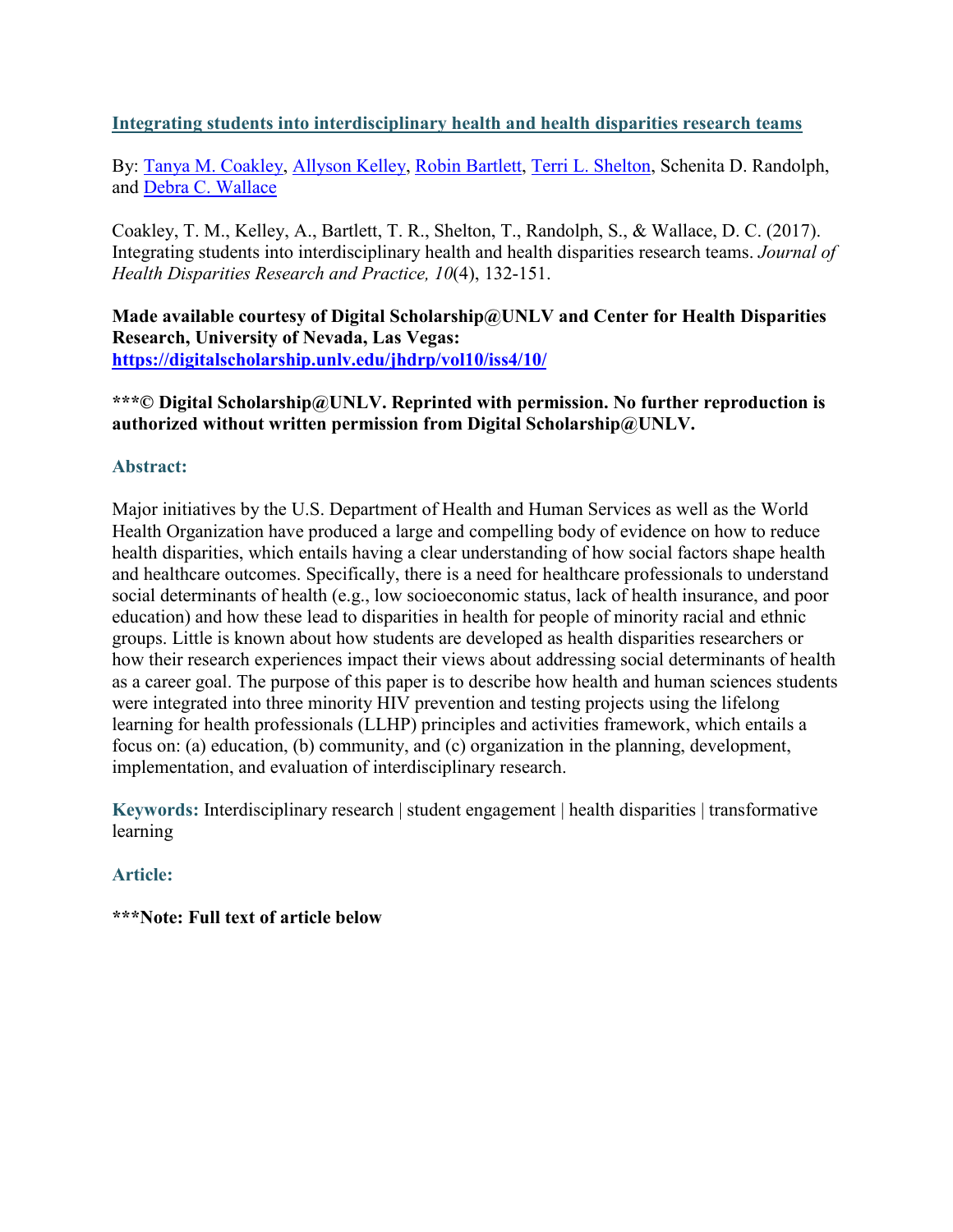**[Integrating students into interdisciplinary health and health disparities research teams](https://digitalscholarship.unlv.edu/jhdrp/vol10/iss4/10/)**

By: Tanya M. Coakley, Allyson Kelley, Robin Bartlett, Terri L. Shelton, Schenita D. Randolph, and Debra C. Wallace

Coakley, T. M., Kelley, A., Bartlett, T. R., Shelton, T., Randolph, S., & Wallace, D. C. (2017). Integrating students into interdisciplinary health and health disparities research teams. *Journal of Health Disparities Research and Practice, 10*(4), 132-151.

**Made available courtesy of Digital Scholarship@UNLV and Center for Health Disparities Research, University of Nevada, Las Vegas:**
**https://digitalscholarship.unlv.edu/jhdrp/vol10/iss4/10/**

**\*\*\*© Digital Scholarship@UNLV. Reprinted with permission. No further reproduction is authorized without written permission from Digital Scholarship@UNLV.**

## Abstract:

Major initiatives by the U.S. Department of Health and Human Services as well as the World Health Organization have produced a large and compelling body of evidence on how to reduce health disparities, which entails having a clear understanding of how social factors shape health and healthcare outcomes. Specifically, there is a need for healthcare professionals to understand social determinants of health (e.g., low socioeconomic status, lack of health insurance, and poor education) and how these lead to disparities in health for people of minority racial and ethnic groups. Little is known about how students are developed as health disparities researchers or how their research experiences impact their views about addressing social determinants of health as a career goal. The purpose of this paper is to describe how health and human sciences students were integrated into three minority HIV prevention and testing projects using the lifelong learning for health professionals (LLHP) principles and activities framework, which entails a focus on: (a) education, (b) community, and (c) organization in the planning, development, implementation, and evaluation of interdisciplinary research.

**Keywords:** Interdisciplinary research | student engagement | health disparities | transformative learning

## Article:

**\*\*\*Note: Full text of article below**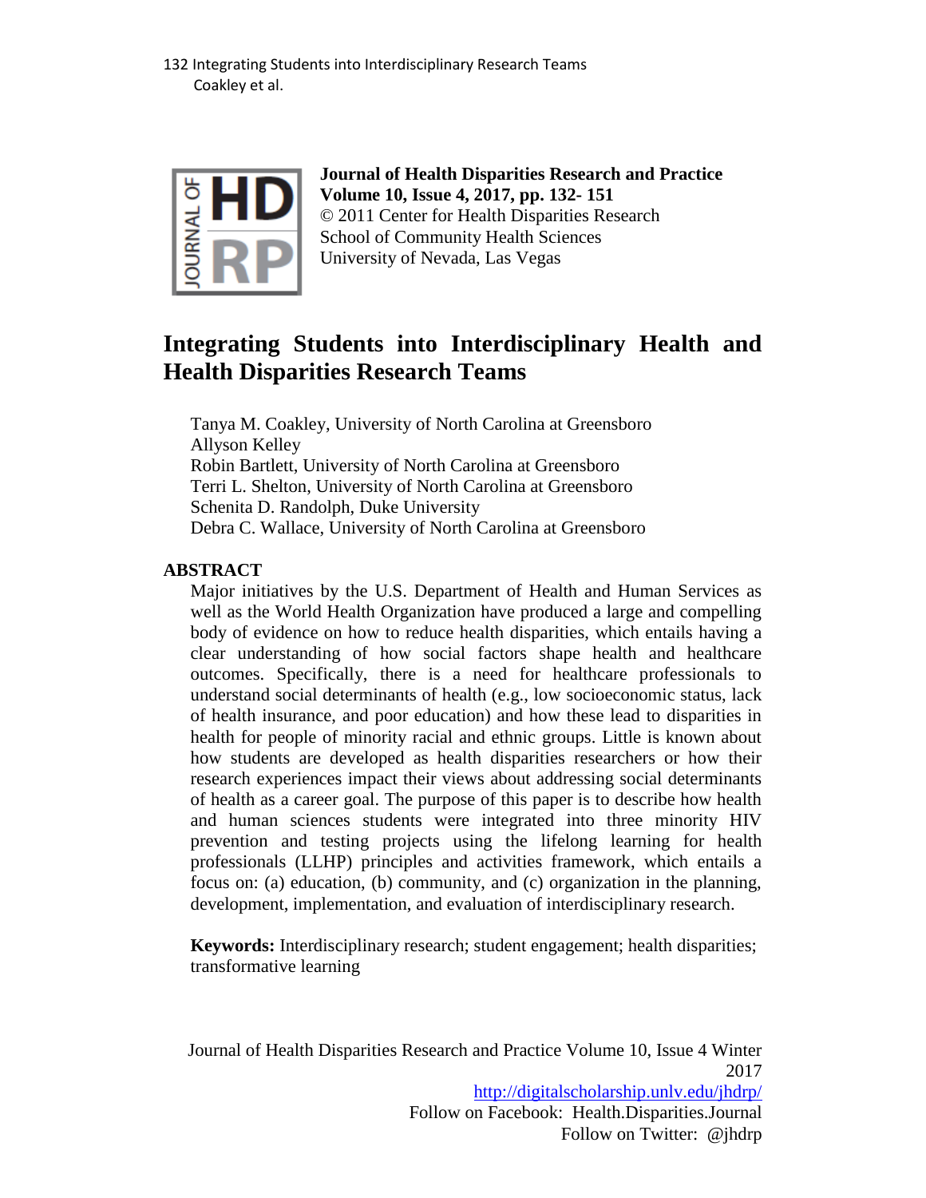Journal of Health Disparities Research and Practice
Volume 10, Issue 4, 2017, pp. 132- 151
© 2011 Center for Health Disparities Research
School of Community Health Sciences
University of Nevada, Las Vegas

# Integrating Students into Interdisciplinary Health and Health Disparities Research Teams

Tanya M. Coakley, University of North Carolina at Greensboro
Allyson Kelley
Robin Bartlett, University of North Carolina at Greensboro
Terri L. Shelton, University of North Carolina at Greensboro
Schenita D. Randolph, Duke University
Debra C. Wallace, University of North Carolina at Greensboro

## ABSTRACT

Major initiatives by the U.S. Department of Health and Human Services as well as the World Health Organization have produced a large and compelling body of evidence on how to reduce health disparities, which entails having a clear understanding of how social factors shape health and healthcare outcomes. Specifically, there is a need for healthcare professionals to understand social determinants of health (e.g., low socioeconomic status, lack of health insurance, and poor education) and how these lead to disparities in health for people of minority racial and ethnic groups. Little is known about how students are developed as health disparities researchers or how their research experiences impact their views about addressing social determinants of health as a career goal. The purpose of this paper is to describe how health and human sciences students were integrated into three minority HIV prevention and testing projects using the lifelong learning for health professionals (LLHP) principles and activities framework, which entails a focus on: (a) education, (b) community, and (c) organization in the planning, development, implementation, and evaluation of interdisciplinary research.

**Keywords:** Interdisciplinary research; student engagement; health disparities; transformative learning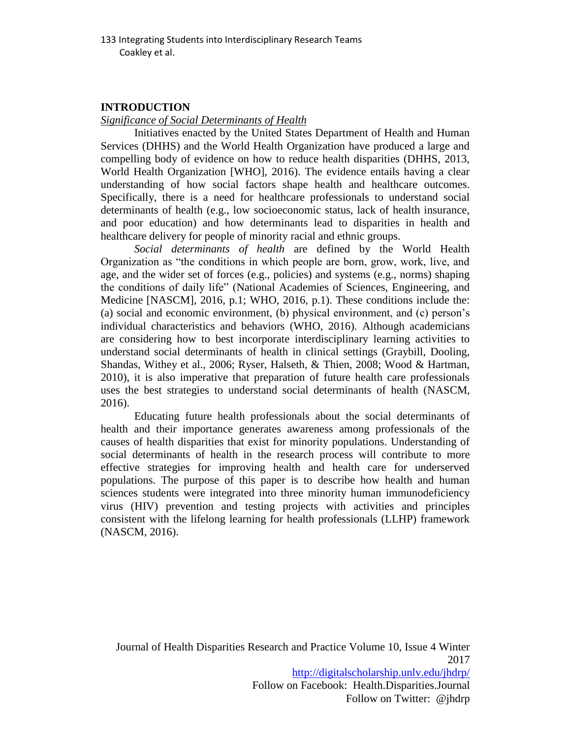## INTRODUCTION

### *Significance of Social Determinants of Health*

Initiatives enacted by the United States Department of Health and Human Services (DHHS) and the World Health Organization have produced a large and compelling body of evidence on how to reduce health disparities (DHHS, 2013, World Health Organization [WHO], 2016). The evidence entails having a clear understanding of how social factors shape health and healthcare outcomes. Specifically, there is a need for healthcare professionals to understand social determinants of health (e.g., low socioeconomic status, lack of health insurance, and poor education) and how determinants lead to disparities in health and healthcare delivery for people of minority racial and ethnic groups.

*Social determinants of health* are defined by the World Health Organization as "the conditions in which people are born, grow, work, live, and age, and the wider set of forces (e.g., policies) and systems (e.g., norms) shaping the conditions of daily life" (National Academies of Sciences, Engineering, and Medicine [NASCM], 2016, p.1; WHO, 2016, p.1). These conditions include the: (a) social and economic environment, (b) physical environment, and (c) person's individual characteristics and behaviors (WHO, 2016). Although academicians are considering how to best incorporate interdisciplinary learning activities to understand social determinants of health in clinical settings (Graybill, Dooling, Shandas, Withey et al., 2006; Ryser, Halseth, & Thien, 2008; Wood & Hartman, 2010), it is also imperative that preparation of future health care professionals uses the best strategies to understand social determinants of health (NASCM, 2016).

Educating future health professionals about the social determinants of health and their importance generates awareness among professionals of the causes of health disparities that exist for minority populations. Understanding of social determinants of health in the research process will contribute to more effective strategies for improving health and health care for underserved populations. The purpose of this paper is to describe how health and human sciences students were integrated into three minority human immunodeficiency virus (HIV) prevention and testing projects with activities and principles consistent with the lifelong learning for health professionals (LLHP) framework (NASCM, 2016).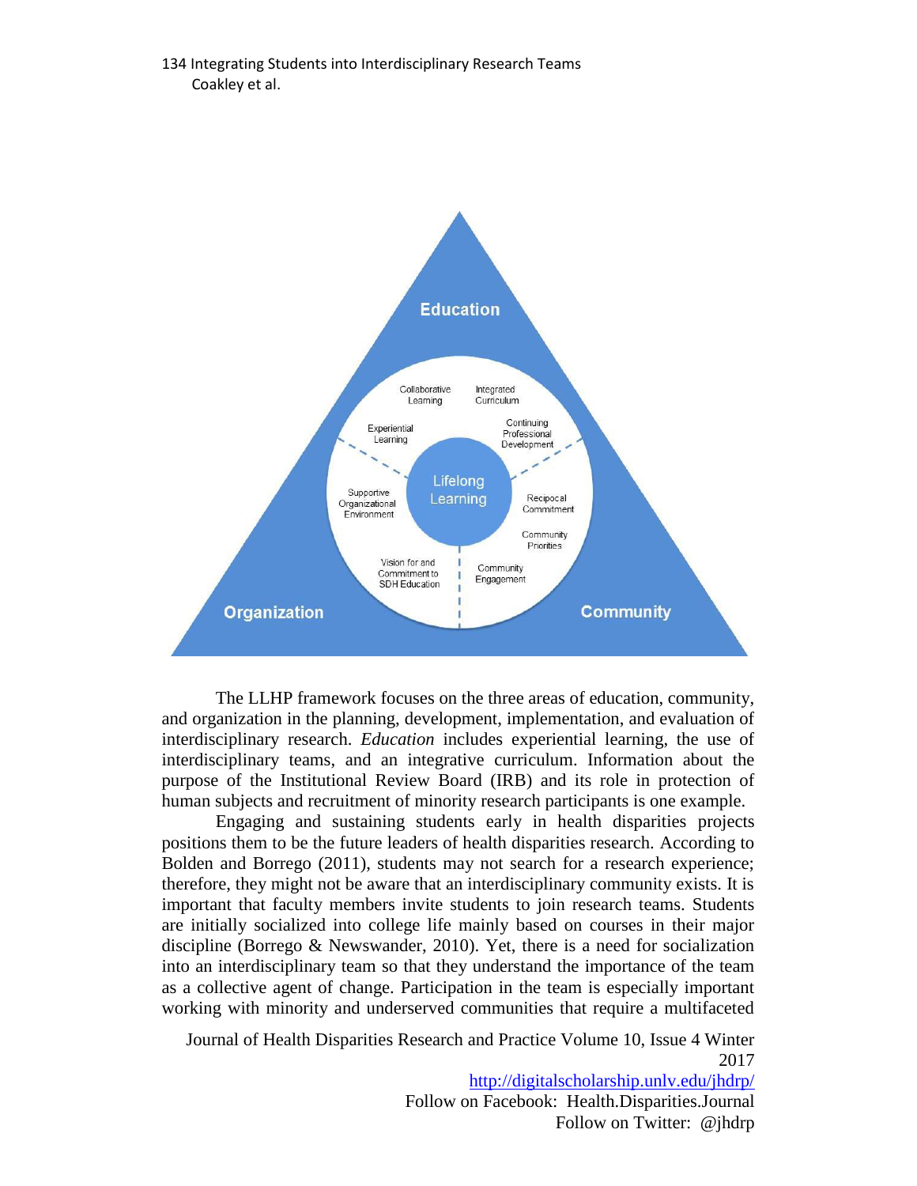The LLHP framework focuses on the three areas of education, community, and organization in the planning, development, implementation, and evaluation of interdisciplinary research. *Education* includes experiential learning, the use of interdisciplinary teams, and an integrative curriculum. Information about the purpose of the Institutional Review Board (IRB) and its role in protection of human subjects and recruitment of minority research participants is one example.

Engaging and sustaining students early in health disparities projects positions them to be the future leaders of health disparities research. According to Bolden and Borrego (2011), students may not search for a research experience; therefore, they might not be aware that an interdisciplinary community exists. It is important that faculty members invite students to join research teams. Students are initially socialized into college life mainly based on courses in their major discipline (Borrego & Newswander, 2010). Yet, there is a need for socialization into an interdisciplinary team so that they understand the importance of the team as a collective agent of change. Participation in the team is especially important working with minority and underserved communities that require a multifaceted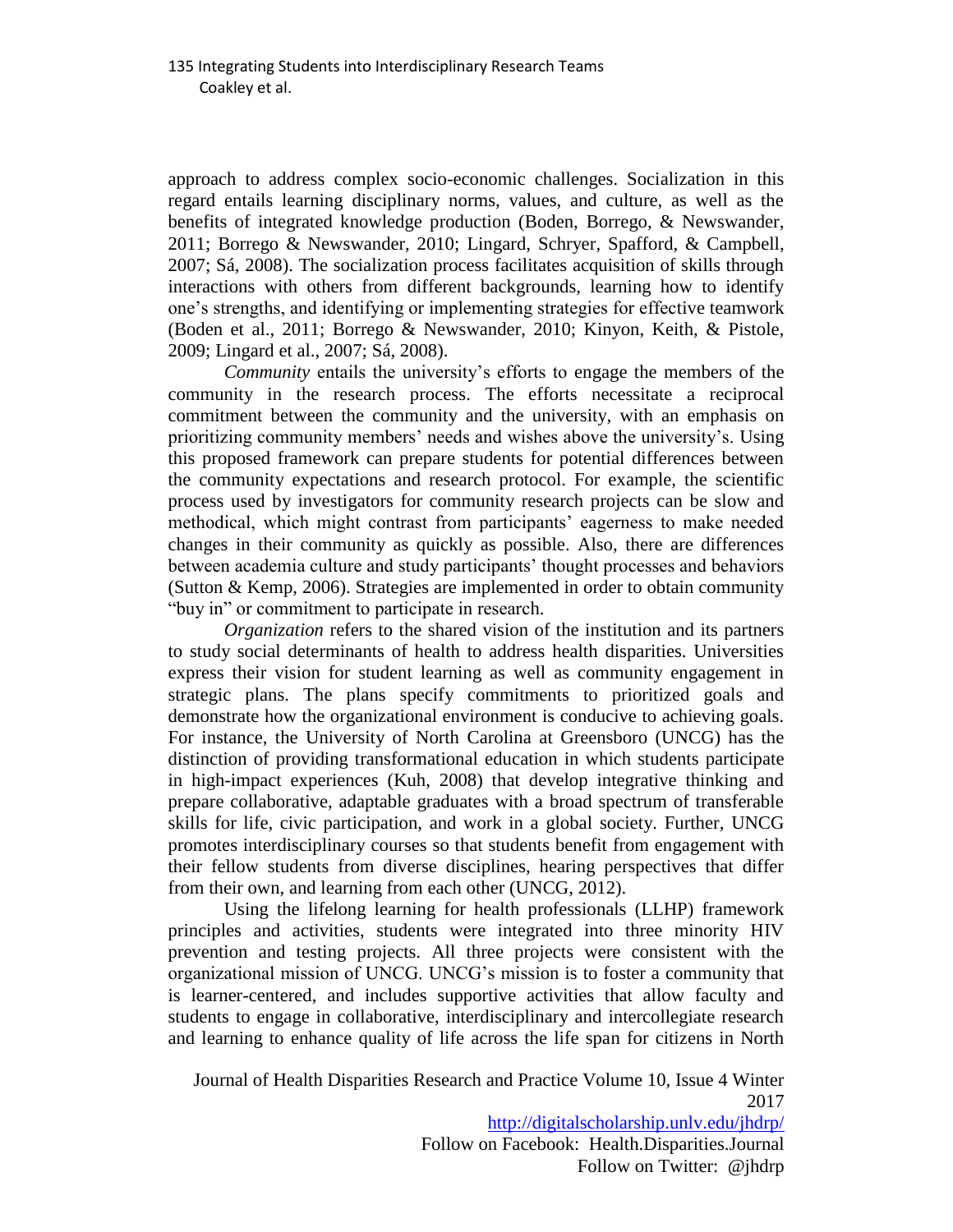approach to address complex socio-economic challenges. Socialization in this regard entails learning disciplinary norms, values, and culture, as well as the benefits of integrated knowledge production (Boden, Borrego, & Newswander, 2011; Borrego & Newswander, 2010; Lingard, Schryer, Spafford, & Campbell, 2007; Sá, 2008). The socialization process facilitates acquisition of skills through interactions with others from different backgrounds, learning how to identify one's strengths, and identifying or implementing strategies for effective teamwork (Boden et al., 2011; Borrego & Newswander, 2010; Kinyon, Keith, & Pistole, 2009; Lingard et al., 2007; Sá, 2008).

*Community* entails the university's efforts to engage the members of the community in the research process. The efforts necessitate a reciprocal commitment between the community and the university, with an emphasis on prioritizing community members' needs and wishes above the university's. Using this proposed framework can prepare students for potential differences between the community expectations and research protocol. For example, the scientific process used by investigators for community research projects can be slow and methodical, which might contrast from participants' eagerness to make needed changes in their community as quickly as possible. Also, there are differences between academia culture and study participants' thought processes and behaviors (Sutton & Kemp, 2006). Strategies are implemented in order to obtain community "buy in" or commitment to participate in research.

*Organization* refers to the shared vision of the institution and its partners to study social determinants of health to address health disparities. Universities express their vision for student learning as well as community engagement in strategic plans. The plans specify commitments to prioritized goals and demonstrate how the organizational environment is conducive to achieving goals. For instance, the University of North Carolina at Greensboro (UNCG) has the distinction of providing transformational education in which students participate in high-impact experiences (Kuh, 2008) that develop integrative thinking and prepare collaborative, adaptable graduates with a broad spectrum of transferable skills for life, civic participation, and work in a global society. Further, UNCG promotes interdisciplinary courses so that students benefit from engagement with their fellow students from diverse disciplines, hearing perspectives that differ from their own, and learning from each other (UNCG, 2012).

Using the lifelong learning for health professionals (LLHP) framework principles and activities, students were integrated into three minority HIV prevention and testing projects. All three projects were consistent with the organizational mission of UNCG. UNCG's mission is to foster a community that is learner-centered, and includes supportive activities that allow faculty and students to engage in collaborative, interdisciplinary and intercollegiate research and learning to enhance quality of life across the life span for citizens in North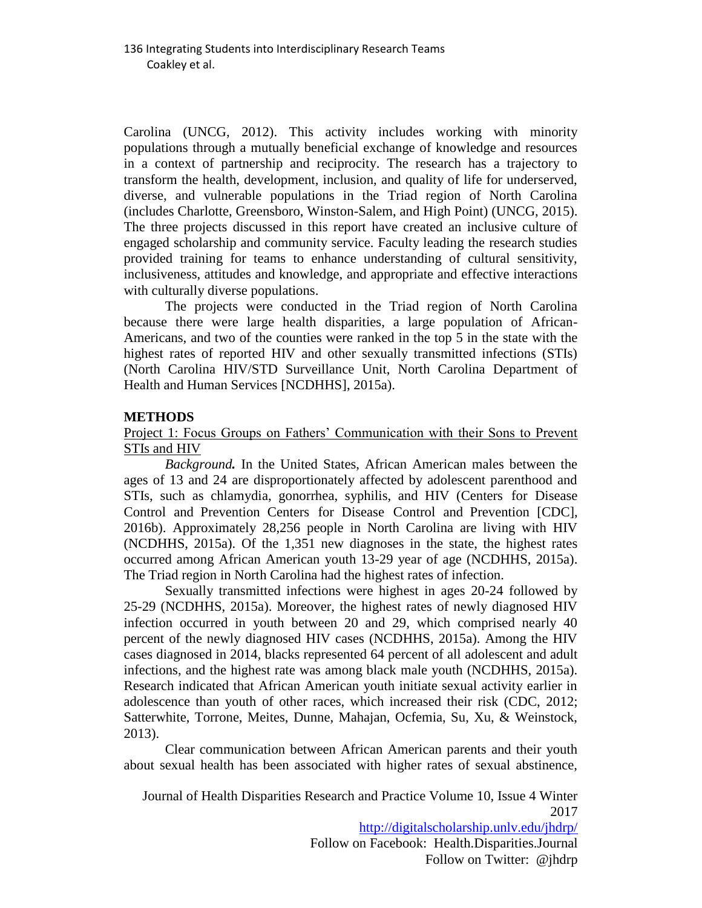Carolina (UNCG, 2012). This activity includes working with minority populations through a mutually beneficial exchange of knowledge and resources in a context of partnership and reciprocity. The research has a trajectory to transform the health, development, inclusion, and quality of life for underserved, diverse, and vulnerable populations in the Triad region of North Carolina (includes Charlotte, Greensboro, Winston-Salem, and High Point) (UNCG, 2015). The three projects discussed in this report have created an inclusive culture of engaged scholarship and community service. Faculty leading the research studies provided training for teams to enhance understanding of cultural sensitivity, inclusiveness, attitudes and knowledge, and appropriate and effective interactions with culturally diverse populations.

The projects were conducted in the Triad region of North Carolina because there were large health disparities, a large population of African-Americans, and two of the counties were ranked in the top 5 in the state with the highest rates of reported HIV and other sexually transmitted infections (STIs) (North Carolina HIV/STD Surveillance Unit, North Carolina Department of Health and Human Services [NCDHHS], 2015a).

## METHODS

Project 1: Focus Groups on Fathers' Communication with their Sons to Prevent STIs and HIV

***Background.*** In the United States, African American males between the ages of 13 and 24 are disproportionately affected by adolescent parenthood and STIs, such as chlamydia, gonorrhea, syphilis, and HIV (Centers for Disease Control and Prevention Centers for Disease Control and Prevention [CDC], 2016b). Approximately 28,256 people in North Carolina are living with HIV (NCDHHS, 2015a). Of the 1,351 new diagnoses in the state, the highest rates occurred among African American youth 13-29 year of age (NCDHHS, 2015a). The Triad region in North Carolina had the highest rates of infection.

Sexually transmitted infections were highest in ages 20-24 followed by 25-29 (NCDHHS, 2015a). Moreover, the highest rates of newly diagnosed HIV infection occurred in youth between 20 and 29, which comprised nearly 40 percent of the newly diagnosed HIV cases (NCDHHS, 2015a). Among the HIV cases diagnosed in 2014, blacks represented 64 percent of all adolescent and adult infections, and the highest rate was among black male youth (NCDHHS, 2015a). Research indicated that African American youth initiate sexual activity earlier in adolescence than youth of other races, which increased their risk (CDC, 2012; Satterwhite, Torrone, Meites, Dunne, Mahajan, Ocfemia, Su, Xu, & Weinstock, 2013).

Clear communication between African American parents and their youth about sexual health has been associated with higher rates of sexual abstinence,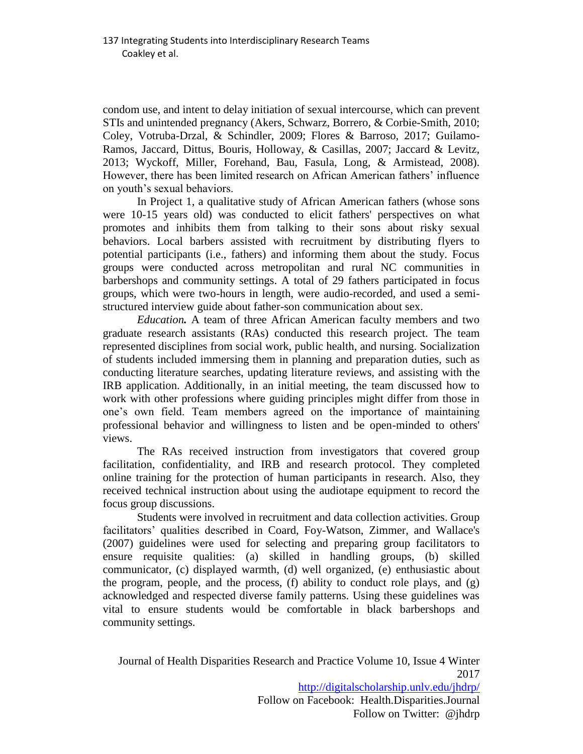condom use, and intent to delay initiation of sexual intercourse, which can prevent STIs and unintended pregnancy (Akers, Schwarz, Borrero, & Corbie-Smith, 2010; Coley, Votruba-Drzal, & Schindler, 2009; Flores & Barroso, 2017; Guilamo-Ramos, Jaccard, Dittus, Bouris, Holloway, & Casillas, 2007; Jaccard & Levitz, 2013; Wyckoff, Miller, Forehand, Bau, Fasula, Long, & Armistead, 2008). However, there has been limited research on African American fathers' influence on youth's sexual behaviors.

In Project 1, a qualitative study of African American fathers (whose sons were 10-15 years old) was conducted to elicit fathers' perspectives on what promotes and inhibits them from talking to their sons about risky sexual behaviors. Local barbers assisted with recruitment by distributing flyers to potential participants (i.e., fathers) and informing them about the study. Focus groups were conducted across metropolitan and rural NC communities in barbershops and community settings. A total of 29 fathers participated in focus groups, which were two-hours in length, were audio-recorded, and used a semi-structured interview guide about father-son communication about sex.

***Education.*** A team of three African American faculty members and two graduate research assistants (RAs) conducted this research project. The team represented disciplines from social work, public health, and nursing. Socialization of students included immersing them in planning and preparation duties, such as conducting literature searches, updating literature reviews, and assisting with the IRB application. Additionally, in an initial meeting, the team discussed how to work with other professions where guiding principles might differ from those in one's own field. Team members agreed on the importance of maintaining professional behavior and willingness to listen and be open-minded to others' views.

The RAs received instruction from investigators that covered group facilitation, confidentiality, and IRB and research protocol. They completed online training for the protection of human participants in research. Also, they received technical instruction about using the audiotape equipment to record the focus group discussions.

Students were involved in recruitment and data collection activities. Group facilitators' qualities described in Coard, Foy-Watson, Zimmer, and Wallace's (2007) guidelines were used for selecting and preparing group facilitators to ensure requisite qualities: (a) skilled in handling groups, (b) skilled communicator, (c) displayed warmth, (d) well organized, (e) enthusiastic about the program, people, and the process, (f) ability to conduct role plays, and (g) acknowledged and respected diverse family patterns. Using these guidelines was vital to ensure students would be comfortable in black barbershops and community settings.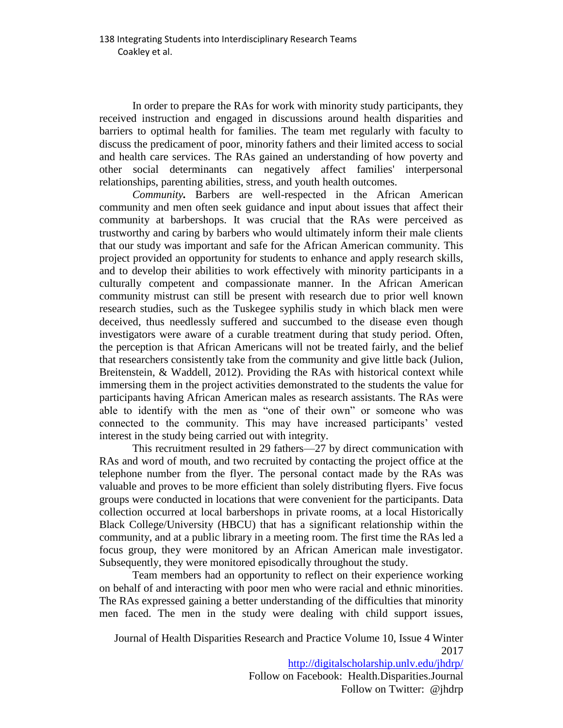In order to prepare the RAs for work with minority study participants, they received instruction and engaged in discussions around health disparities and barriers to optimal health for families. The team met regularly with faculty to discuss the predicament of poor, minority fathers and their limited access to social and health care services. The RAs gained an understanding of how poverty and other social determinants can negatively affect families' interpersonal relationships, parenting abilities, stress, and youth health outcomes.

***Community.*** Barbers are well-respected in the African American community and men often seek guidance and input about issues that affect their community at barbershops. It was crucial that the RAs were perceived as trustworthy and caring by barbers who would ultimately inform their male clients that our study was important and safe for the African American community. This project provided an opportunity for students to enhance and apply research skills, and to develop their abilities to work effectively with minority participants in a culturally competent and compassionate manner. In the African American community mistrust can still be present with research due to prior well known research studies, such as the Tuskegee syphilis study in which black men were deceived, thus needlessly suffered and succumbed to the disease even though investigators were aware of a curable treatment during that study period. Often, the perception is that African Americans will not be treated fairly, and the belief that researchers consistently take from the community and give little back (Julion, Breitenstein, & Waddell, 2012). Providing the RAs with historical context while immersing them in the project activities demonstrated to the students the value for participants having African American males as research assistants. The RAs were able to identify with the men as "one of their own" or someone who was connected to the community. This may have increased participants' vested interest in the study being carried out with integrity.

This recruitment resulted in 29 fathers—27 by direct communication with RAs and word of mouth, and two recruited by contacting the project office at the telephone number from the flyer. The personal contact made by the RAs was valuable and proves to be more efficient than solely distributing flyers. Five focus groups were conducted in locations that were convenient for the participants. Data collection occurred at local barbershops in private rooms, at a local Historically Black College/University (HBCU) that has a significant relationship within the community, and at a public library in a meeting room. The first time the RAs led a focus group, they were monitored by an African American male investigator. Subsequently, they were monitored episodically throughout the study.

Team members had an opportunity to reflect on their experience working on behalf of and interacting with poor men who were racial and ethnic minorities. The RAs expressed gaining a better understanding of the difficulties that minority men faced. The men in the study were dealing with child support issues,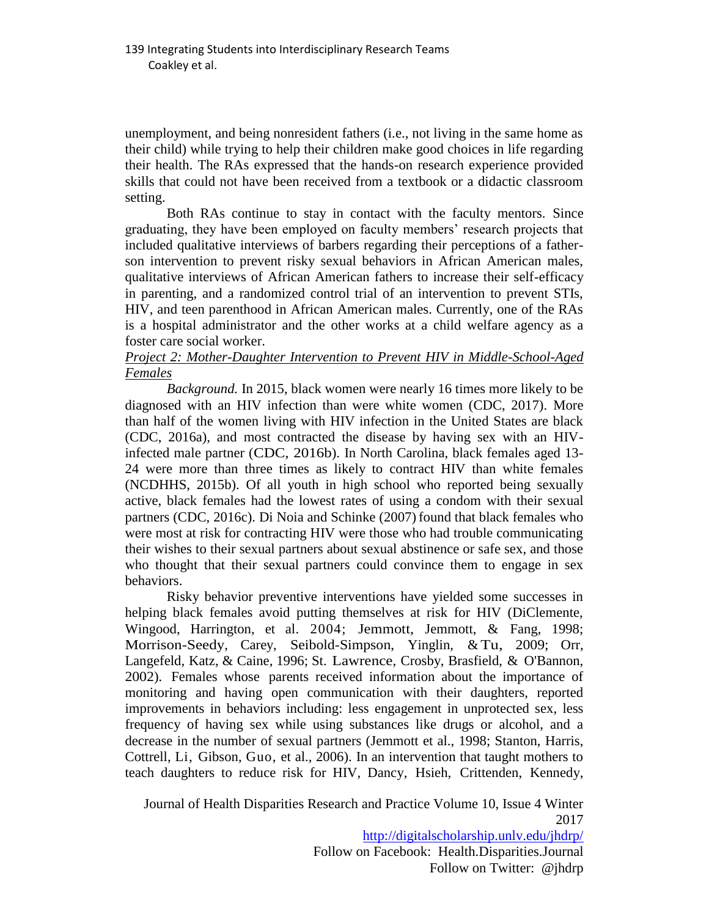unemployment, and being nonresident fathers (i.e., not living in the same home as their child) while trying to help their children make good choices in life regarding their health. The RAs expressed that the hands-on research experience provided skills that could not have been received from a textbook or a didactic classroom setting.

Both RAs continue to stay in contact with the faculty mentors. Since graduating, they have been employed on faculty members' research projects that included qualitative interviews of barbers regarding their perceptions of a father-son intervention to prevent risky sexual behaviors in African American males, qualitative interviews of African American fathers to increase their self-efficacy in parenting, and a randomized control trial of an intervention to prevent STIs, HIV, and teen parenthood in African American males. Currently, one of the RAs is a hospital administrator and the other works at a child welfare agency as a foster care social worker.

*Project 2: Mother-Daughter Intervention to Prevent HIV in Middle-School-Aged Females*

*Background.* In 2015, black women were nearly 16 times more likely to be diagnosed with an HIV infection than were white women (CDC, 2017). More than half of the women living with HIV infection in the United States are black (CDC, 2016a), and most contracted the disease by having sex with an HIV-infected male partner (CDC, 2016b). In North Carolina, black females aged 13-24 were more than three times as likely to contract HIV than white females (NCDHHS, 2015b). Of all youth in high school who reported being sexually active, black females had the lowest rates of using a condom with their sexual partners (CDC, 2016c). Di Noia and Schinke (2007) found that black females who were most at risk for contracting HIV were those who had trouble communicating their wishes to their sexual partners about sexual abstinence or safe sex, and those who thought that their sexual partners could convince them to engage in sex behaviors.

Risky behavior preventive interventions have yielded some successes in helping black females avoid putting themselves at risk for HIV (DiClemente, Wingood, Harrington, et al. 2004; Jemmott, Jemmott, & Fang, 1998; Morrison-Seedy, Carey, Seibold-Simpson, Yinglin, & Tu, 2009; Orr, Langefeld, Katz, & Caine, 1996; St. Lawrence, Crosby, Brasfield, & O'Bannon, 2002). Females whose parents received information about the importance of monitoring and having open communication with their daughters, reported improvements in behaviors including: less engagement in unprotected sex, less frequency of having sex while using substances like drugs or alcohol, and a decrease in the number of sexual partners (Jemmott et al., 1998; Stanton, Harris, Cottrell, Li, Gibson, Guo, et al., 2006). In an intervention that taught mothers to teach daughters to reduce risk for HIV, Dancy, Hsieh, Crittenden, Kennedy,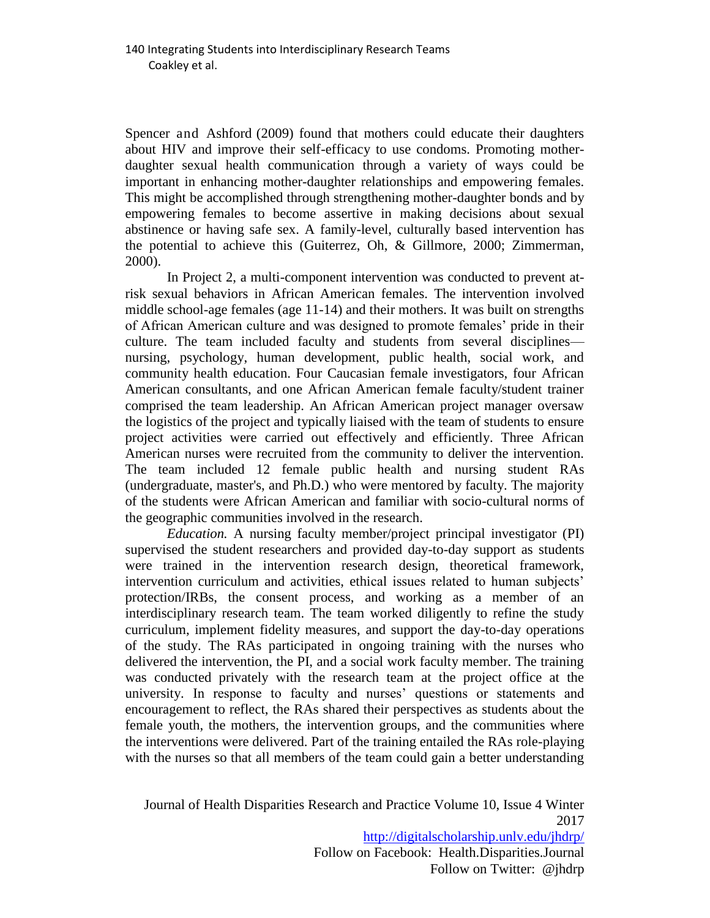Spencer and Ashford (2009) found that mothers could educate their daughters about HIV and improve their self-efficacy to use condoms. Promoting mother-daughter sexual health communication through a variety of ways could be important in enhancing mother-daughter relationships and empowering females. This might be accomplished through strengthening mother-daughter bonds and by empowering females to become assertive in making decisions about sexual abstinence or having safe sex. A family-level, culturally based intervention has the potential to achieve this (Guiterrez, Oh, & Gillmore, 2000; Zimmerman, 2000).

In Project 2, a multi-component intervention was conducted to prevent at-risk sexual behaviors in African American females. The intervention involved middle school-age females (age 11-14) and their mothers. It was built on strengths of African American culture and was designed to promote females' pride in their culture. The team included faculty and students from several disciplines—nursing, psychology, human development, public health, social work, and community health education. Four Caucasian female investigators, four African American consultants, and one African American female faculty/student trainer comprised the team leadership. An African American project manager oversaw the logistics of the project and typically liaised with the team of students to ensure project activities were carried out effectively and efficiently. Three African American nurses were recruited from the community to deliver the intervention. The team included 12 female public health and nursing student RAs (undergraduate, master's, and Ph.D.) who were mentored by faculty. The majority of the students were African American and familiar with socio-cultural norms of the geographic communities involved in the research.

*Education.* A nursing faculty member/project principal investigator (PI) supervised the student researchers and provided day-to-day support as students were trained in the intervention research design, theoretical framework, intervention curriculum and activities, ethical issues related to human subjects' protection/IRBs, the consent process, and working as a member of an interdisciplinary research team. The team worked diligently to refine the study curriculum, implement fidelity measures, and support the day-to-day operations of the study. The RAs participated in ongoing training with the nurses who delivered the intervention, the PI, and a social work faculty member. The training was conducted privately with the research team at the project office at the university. In response to faculty and nurses' questions or statements and encouragement to reflect, the RAs shared their perspectives as students about the female youth, the mothers, the intervention groups, and the communities where the interventions were delivered. Part of the training entailed the RAs role-playing with the nurses so that all members of the team could gain a better understanding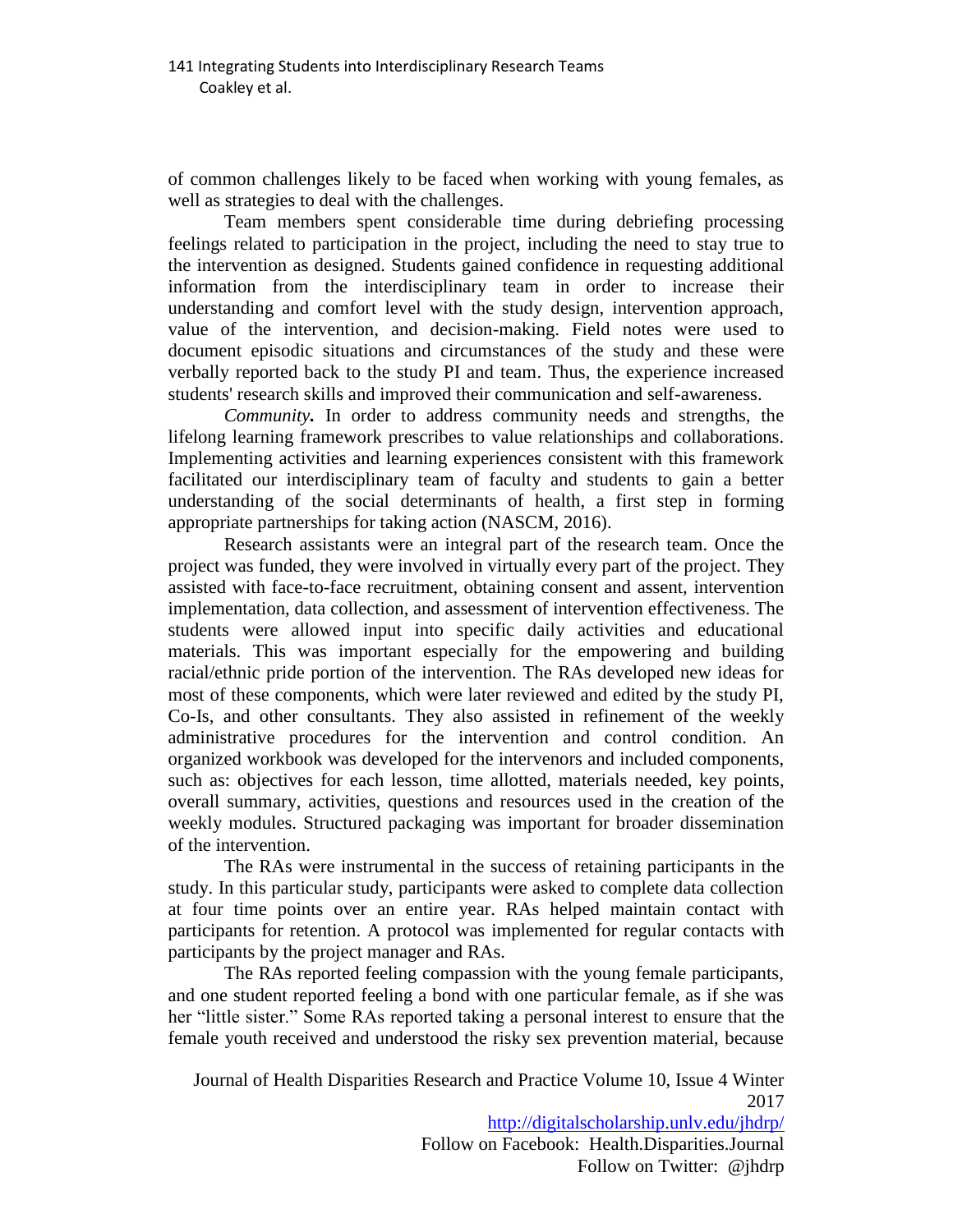of common challenges likely to be faced when working with young females, as well as strategies to deal with the challenges.

Team members spent considerable time during debriefing processing feelings related to participation in the project, including the need to stay true to the intervention as designed. Students gained confidence in requesting additional information from the interdisciplinary team in order to increase their understanding and comfort level with the study design, intervention approach, value of the intervention, and decision-making. Field notes were used to document episodic situations and circumstances of the study and these were verbally reported back to the study PI and team. Thus, the experience increased students' research skills and improved their communication and self-awareness.

***Community.*** In order to address community needs and strengths, the lifelong learning framework prescribes to value relationships and collaborations. Implementing activities and learning experiences consistent with this framework facilitated our interdisciplinary team of faculty and students to gain a better understanding of the social determinants of health, a first step in forming appropriate partnerships for taking action (NASCM, 2016).

Research assistants were an integral part of the research team. Once the project was funded, they were involved in virtually every part of the project. They assisted with face-to-face recruitment, obtaining consent and assent, intervention implementation, data collection, and assessment of intervention effectiveness. The students were allowed input into specific daily activities and educational materials. This was important especially for the empowering and building racial/ethnic pride portion of the intervention. The RAs developed new ideas for most of these components, which were later reviewed and edited by the study PI, Co-Is, and other consultants. They also assisted in refinement of the weekly administrative procedures for the intervention and control condition. An organized workbook was developed for the intervenors and included components, such as: objectives for each lesson, time allotted, materials needed, key points, overall summary, activities, questions and resources used in the creation of the weekly modules. Structured packaging was important for broader dissemination of the intervention.

The RAs were instrumental in the success of retaining participants in the study. In this particular study, participants were asked to complete data collection at four time points over an entire year. RAs helped maintain contact with participants for retention. A protocol was implemented for regular contacts with participants by the project manager and RAs.

The RAs reported feeling compassion with the young female participants, and one student reported feeling a bond with one particular female, as if she was her "little sister." Some RAs reported taking a personal interest to ensure that the female youth received and understood the risky sex prevention material, because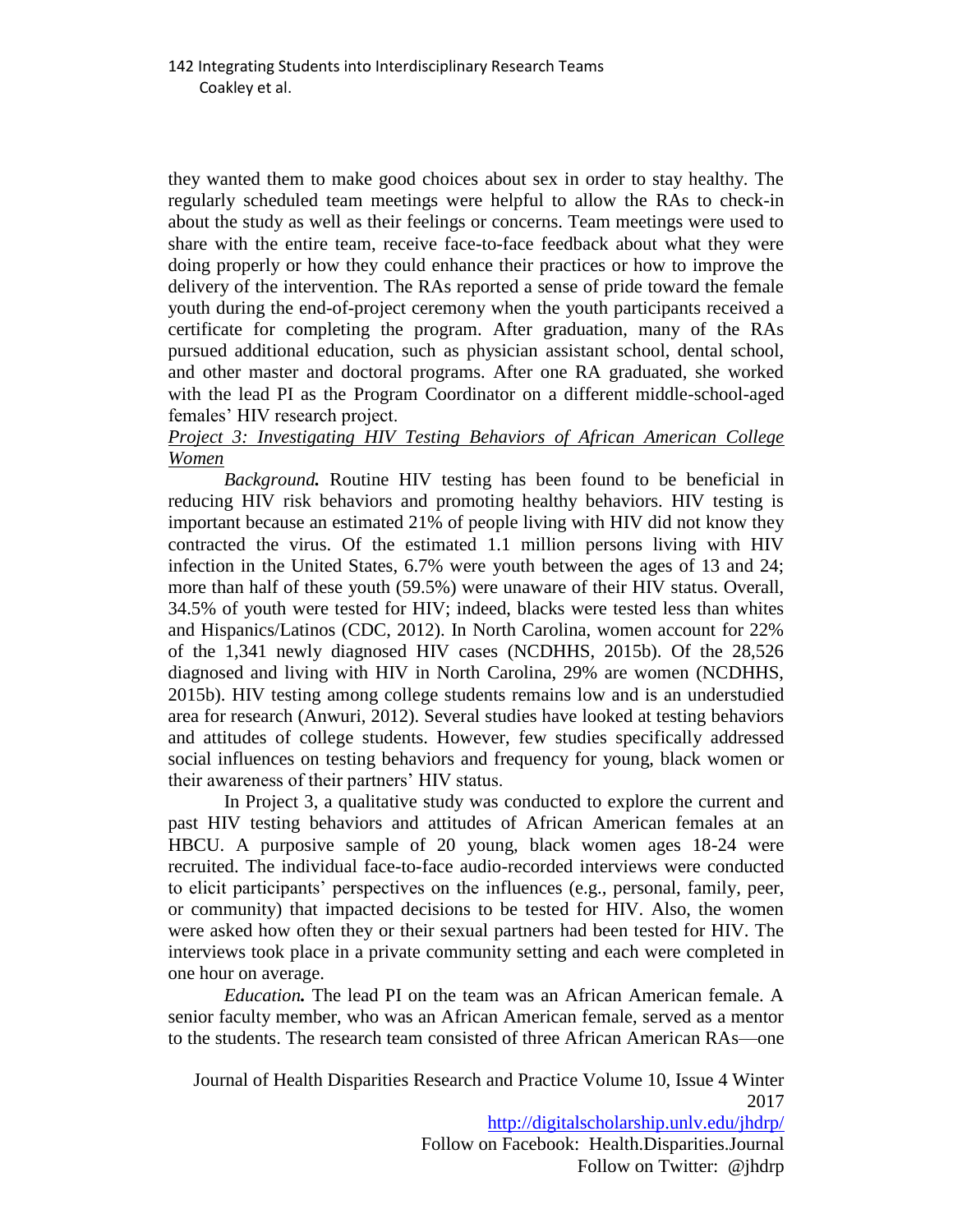they wanted them to make good choices about sex in order to stay healthy. The regularly scheduled team meetings were helpful to allow the RAs to check-in about the study as well as their feelings or concerns. Team meetings were used to share with the entire team, receive face-to-face feedback about what they were doing properly or how they could enhance their practices or how to improve the delivery of the intervention. The RAs reported a sense of pride toward the female youth during the end-of-project ceremony when the youth participants received a certificate for completing the program. After graduation, many of the RAs pursued additional education, such as physician assistant school, dental school, and other master and doctoral programs. After one RA graduated, she worked with the lead PI as the Program Coordinator on a different middle-school-aged females' HIV research project.

<u>*Project 3: Investigating HIV Testing Behaviors of African American College Women*</u>

***Background.*** Routine HIV testing has been found to be beneficial in reducing HIV risk behaviors and promoting healthy behaviors. HIV testing is important because an estimated 21% of people living with HIV did not know they contracted the virus. Of the estimated 1.1 million persons living with HIV infection in the United States, 6.7% were youth between the ages of 13 and 24; more than half of these youth (59.5%) were unaware of their HIV status. Overall, 34.5% of youth were tested for HIV; indeed, blacks were tested less than whites and Hispanics/Latinos (CDC, 2012). In North Carolina, women account for 22% of the 1,341 newly diagnosed HIV cases (NCDHHS, 2015b). Of the 28,526 diagnosed and living with HIV in North Carolina, 29% are women (NCDHHS, 2015b). HIV testing among college students remains low and is an understudied area for research (Anwuri, 2012). Several studies have looked at testing behaviors and attitudes of college students. However, few studies specifically addressed social influences on testing behaviors and frequency for young, black women or their awareness of their partners' HIV status.

In Project 3, a qualitative study was conducted to explore the current and past HIV testing behaviors and attitudes of African American females at an HBCU. A purposive sample of 20 young, black women ages 18-24 were recruited. The individual face-to-face audio-recorded interviews were conducted to elicit participants' perspectives on the influences (e.g., personal, family, peer, or community) that impacted decisions to be tested for HIV. Also, the women were asked how often they or their sexual partners had been tested for HIV. The interviews took place in a private community setting and each were completed in one hour on average.

***Education.*** The lead PI on the team was an African American female. A senior faculty member, who was an African American female, served as a mentor to the students. The research team consisted of three African American RAs—one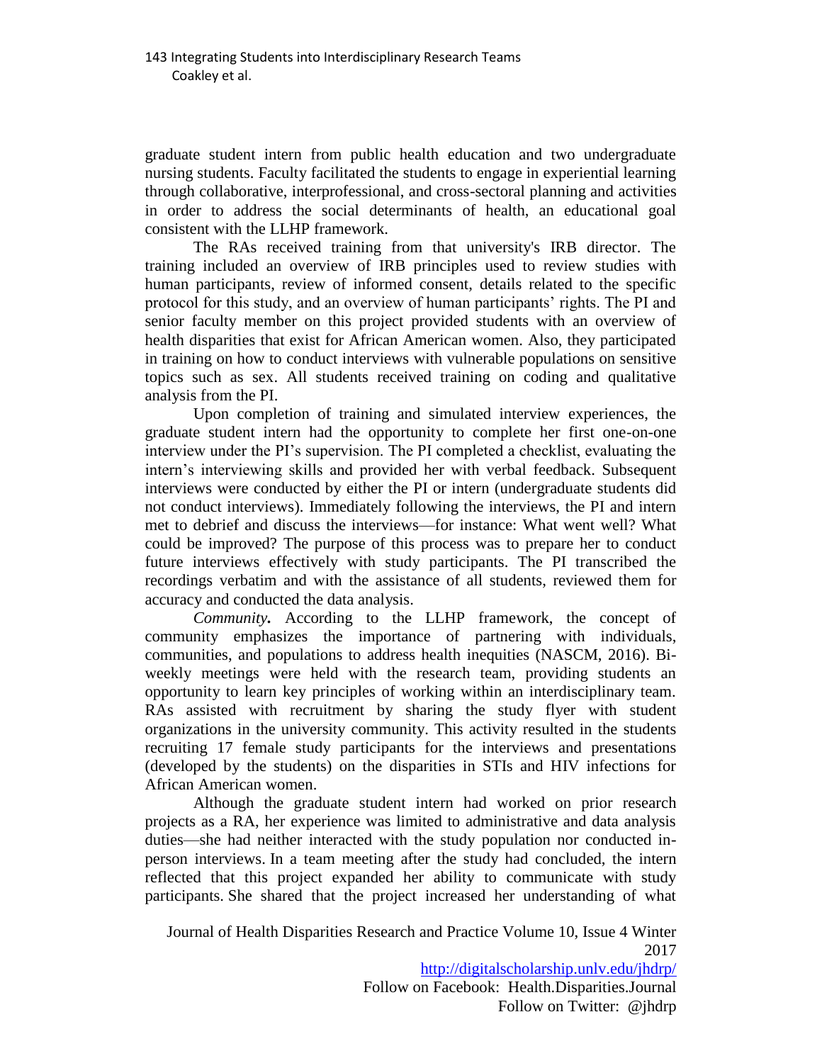graduate student intern from public health education and two undergraduate nursing students. Faculty facilitated the students to engage in experiential learning through collaborative, interprofessional, and cross-sectoral planning and activities in order to address the social determinants of health, an educational goal consistent with the LLHP framework.

The RAs received training from that university's IRB director. The training included an overview of IRB principles used to review studies with human participants, review of informed consent, details related to the specific protocol for this study, and an overview of human participants' rights. The PI and senior faculty member on this project provided students with an overview of health disparities that exist for African American women. Also, they participated in training on how to conduct interviews with vulnerable populations on sensitive topics such as sex. All students received training on coding and qualitative analysis from the PI.

Upon completion of training and simulated interview experiences, the graduate student intern had the opportunity to complete her first one-on-one interview under the PI's supervision. The PI completed a checklist, evaluating the intern's interviewing skills and provided her with verbal feedback. Subsequent interviews were conducted by either the PI or intern (undergraduate students did not conduct interviews). Immediately following the interviews, the PI and intern met to debrief and discuss the interviews—for instance: What went well? What could be improved? The purpose of this process was to prepare her to conduct future interviews effectively with study participants. The PI transcribed the recordings verbatim and with the assistance of all students, reviewed them for accuracy and conducted the data analysis.

***Community.*** According to the LLHP framework, the concept of community emphasizes the importance of partnering with individuals, communities, and populations to address health inequities (NASCM, 2016). Bi-weekly meetings were held with the research team, providing students an opportunity to learn key principles of working within an interdisciplinary team. RAs assisted with recruitment by sharing the study flyer with student organizations in the university community. This activity resulted in the students recruiting 17 female study participants for the interviews and presentations (developed by the students) on the disparities in STIs and HIV infections for African American women.

Although the graduate student intern had worked on prior research projects as a RA, her experience was limited to administrative and data analysis duties—she had neither interacted with the study population nor conducted in-person interviews. In a team meeting after the study had concluded, the intern reflected that this project expanded her ability to communicate with study participants. She shared that the project increased her understanding of what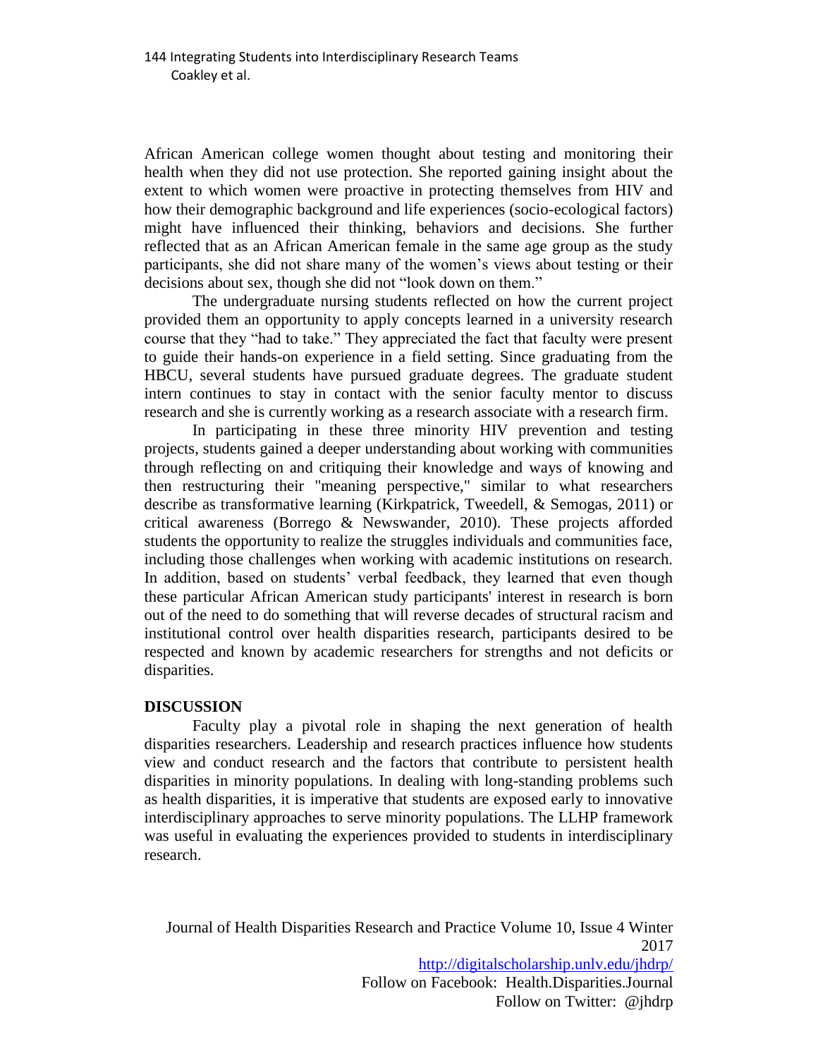African American college women thought about testing and monitoring their health when they did not use protection. She reported gaining insight about the extent to which women were proactive in protecting themselves from HIV and how their demographic background and life experiences (socio-ecological factors) might have influenced their thinking, behaviors and decisions. She further reflected that as an African American female in the same age group as the study participants, she did not share many of the women's views about testing or their decisions about sex, though she did not "look down on them."

The undergraduate nursing students reflected on how the current project provided them an opportunity to apply concepts learned in a university research course that they "had to take." They appreciated the fact that faculty were present to guide their hands-on experience in a field setting. Since graduating from the HBCU, several students have pursued graduate degrees. The graduate student intern continues to stay in contact with the senior faculty mentor to discuss research and she is currently working as a research associate with a research firm.

In participating in these three minority HIV prevention and testing projects, students gained a deeper understanding about working with communities through reflecting on and critiquing their knowledge and ways of knowing and then restructuring their "meaning perspective," similar to what researchers describe as transformative learning (Kirkpatrick, Tweedell, & Semogas, 2011) or critical awareness (Borrego & Newswander, 2010). These projects afforded students the opportunity to realize the struggles individuals and communities face, including those challenges when working with academic institutions on research. In addition, based on students' verbal feedback, they learned that even though these particular African American study participants' interest in research is born out of the need to do something that will reverse decades of structural racism and institutional control over health disparities research, participants desired to be respected and known by academic researchers for strengths and not deficits or disparities.

## DISCUSSION

Faculty play a pivotal role in shaping the next generation of health disparities researchers. Leadership and research practices influence how students view and conduct research and the factors that contribute to persistent health disparities in minority populations. In dealing with long-standing problems such as health disparities, it is imperative that students are exposed early to innovative interdisciplinary approaches to serve minority populations. The LLHP framework was useful in evaluating the experiences provided to students in interdisciplinary research.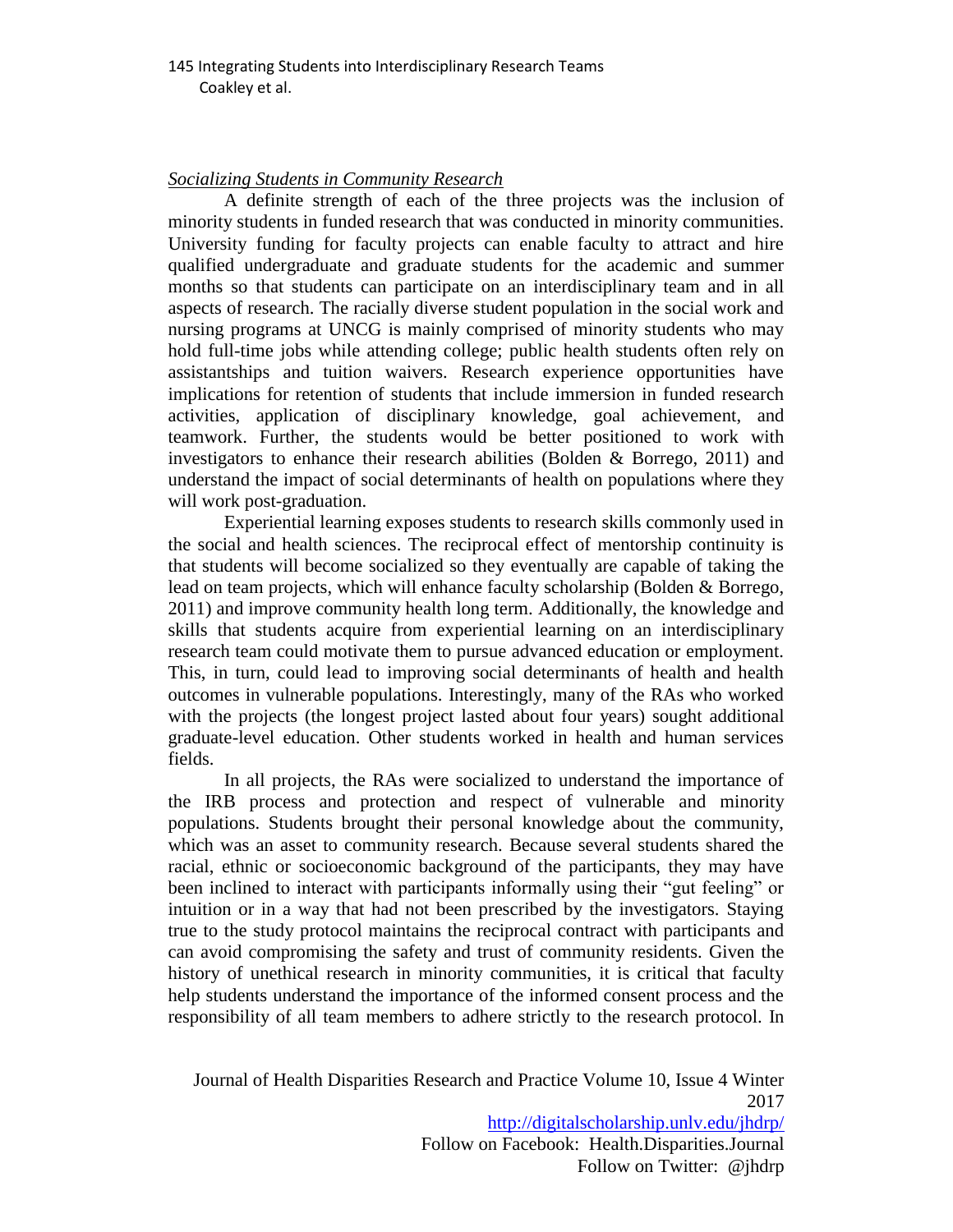*Socializing Students in Community Research*

A definite strength of each of the three projects was the inclusion of minority students in funded research that was conducted in minority communities. University funding for faculty projects can enable faculty to attract and hire qualified undergraduate and graduate students for the academic and summer months so that students can participate on an interdisciplinary team and in all aspects of research. The racially diverse student population in the social work and nursing programs at UNCG is mainly comprised of minority students who may hold full-time jobs while attending college; public health students often rely on assistantships and tuition waivers. Research experience opportunities have implications for retention of students that include immersion in funded research activities, application of disciplinary knowledge, goal achievement, and teamwork. Further, the students would be better positioned to work with investigators to enhance their research abilities (Bolden & Borrego, 2011) and understand the impact of social determinants of health on populations where they will work post-graduation.

Experiential learning exposes students to research skills commonly used in the social and health sciences. The reciprocal effect of mentorship continuity is that students will become socialized so they eventually are capable of taking the lead on team projects, which will enhance faculty scholarship (Bolden & Borrego, 2011) and improve community health long term. Additionally, the knowledge and skills that students acquire from experiential learning on an interdisciplinary research team could motivate them to pursue advanced education or employment. This, in turn, could lead to improving social determinants of health and health outcomes in vulnerable populations. Interestingly, many of the RAs who worked with the projects (the longest project lasted about four years) sought additional graduate-level education. Other students worked in health and human services fields.

In all projects, the RAs were socialized to understand the importance of the IRB process and protection and respect of vulnerable and minority populations. Students brought their personal knowledge about the community, which was an asset to community research. Because several students shared the racial, ethnic or socioeconomic background of the participants, they may have been inclined to interact with participants informally using their "gut feeling" or intuition or in a way that had not been prescribed by the investigators. Staying true to the study protocol maintains the reciprocal contract with participants and can avoid compromising the safety and trust of community residents. Given the history of unethical research in minority communities, it is critical that faculty help students understand the importance of the informed consent process and the responsibility of all team members to adhere strictly to the research protocol. In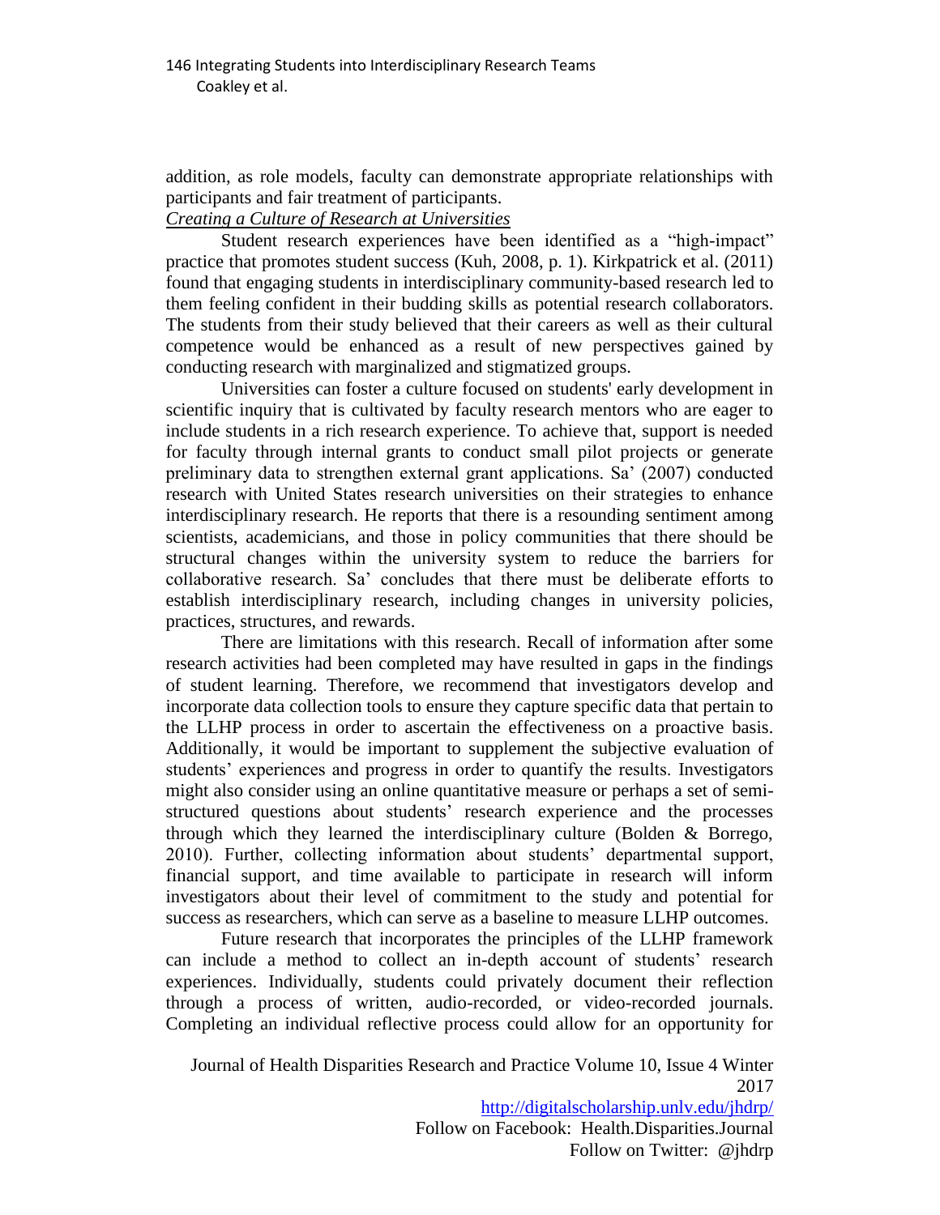addition, as role models, faculty can demonstrate appropriate relationships with participants and fair treatment of participants.

### *Creating a Culture of Research at Universities*

Student research experiences have been identified as a "high-impact" practice that promotes student success (Kuh, 2008, p. 1). Kirkpatrick et al. (2011) found that engaging students in interdisciplinary community-based research led to them feeling confident in their budding skills as potential research collaborators. The students from their study believed that their careers as well as their cultural competence would be enhanced as a result of new perspectives gained by conducting research with marginalized and stigmatized groups.

Universities can foster a culture focused on students' early development in scientific inquiry that is cultivated by faculty research mentors who are eager to include students in a rich research experience. To achieve that, support is needed for faculty through internal grants to conduct small pilot projects or generate preliminary data to strengthen external grant applications. Sa' (2007) conducted research with United States research universities on their strategies to enhance interdisciplinary research. He reports that there is a resounding sentiment among scientists, academicians, and those in policy communities that there should be structural changes within the university system to reduce the barriers for collaborative research. Sa' concludes that there must be deliberate efforts to establish interdisciplinary research, including changes in university policies, practices, structures, and rewards.

There are limitations with this research. Recall of information after some research activities had been completed may have resulted in gaps in the findings of student learning. Therefore, we recommend that investigators develop and incorporate data collection tools to ensure they capture specific data that pertain to the LLHP process in order to ascertain the effectiveness on a proactive basis. Additionally, it would be important to supplement the subjective evaluation of students' experiences and progress in order to quantify the results. Investigators might also consider using an online quantitative measure or perhaps a set of semi-structured questions about students' research experience and the processes through which they learned the interdisciplinary culture (Bolden & Borrego, 2010). Further, collecting information about students' departmental support, financial support, and time available to participate in research will inform investigators about their level of commitment to the study and potential for success as researchers, which can serve as a baseline to measure LLHP outcomes.

Future research that incorporates the principles of the LLHP framework can include a method to collect an in-depth account of students' research experiences. Individually, students could privately document their reflection through a process of written, audio-recorded, or video-recorded journals. Completing an individual reflective process could allow for an opportunity for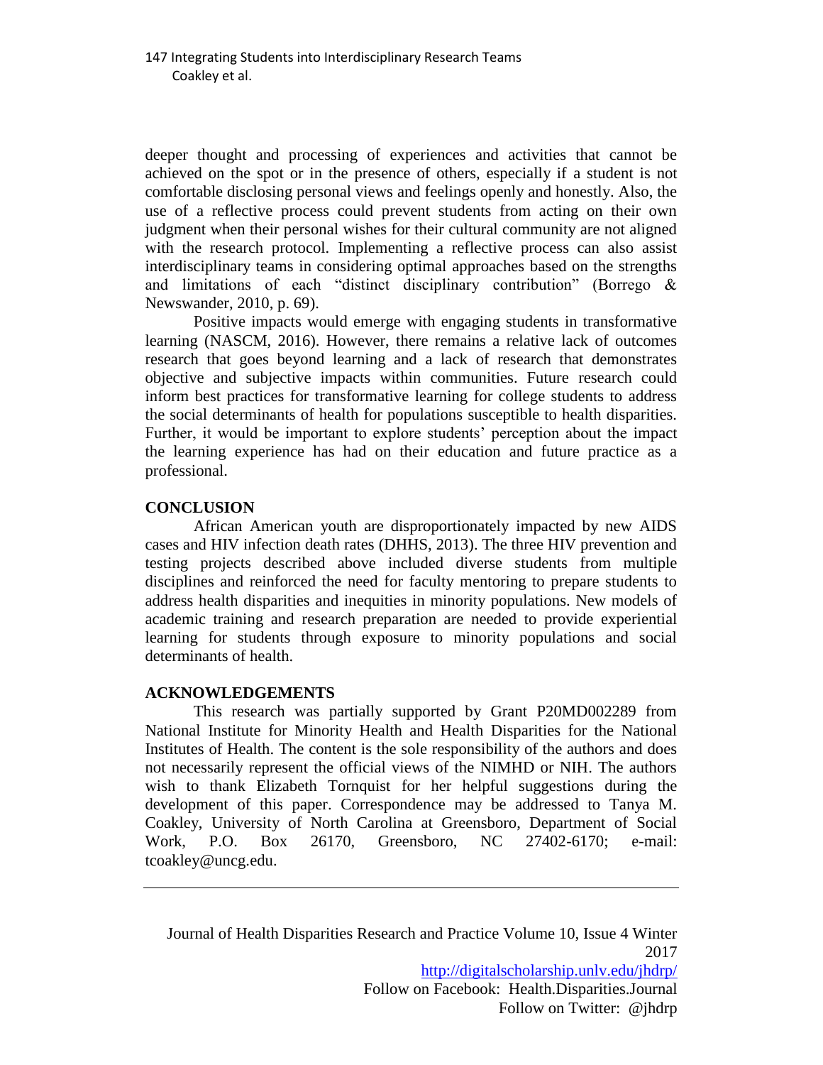deeper thought and processing of experiences and activities that cannot be achieved on the spot or in the presence of others, especially if a student is not comfortable disclosing personal views and feelings openly and honestly. Also, the use of a reflective process could prevent students from acting on their own judgment when their personal wishes for their cultural community are not aligned with the research protocol. Implementing a reflective process can also assist interdisciplinary teams in considering optimal approaches based on the strengths and limitations of each "distinct disciplinary contribution" (Borrego & Newswander, 2010, p. 69).

Positive impacts would emerge with engaging students in transformative learning (NASCM, 2016). However, there remains a relative lack of outcomes research that goes beyond learning and a lack of research that demonstrates objective and subjective impacts within communities. Future research could inform best practices for transformative learning for college students to address the social determinants of health for populations susceptible to health disparities. Further, it would be important to explore students' perception about the impact the learning experience has had on their education and future practice as a professional.

## CONCLUSION

African American youth are disproportionately impacted by new AIDS cases and HIV infection death rates (DHHS, 2013). The three HIV prevention and testing projects described above included diverse students from multiple disciplines and reinforced the need for faculty mentoring to prepare students to address health disparities and inequities in minority populations. New models of academic training and research preparation are needed to provide experiential learning for students through exposure to minority populations and social determinants of health.

## ACKNOWLEDGEMENTS

This research was partially supported by Grant P20MD002289 from National Institute for Minority Health and Health Disparities for the National Institutes of Health. The content is the sole responsibility of the authors and does not necessarily represent the official views of the NIMHD or NIH. The authors wish to thank Elizabeth Tornquist for her helpful suggestions during the development of this paper. Correspondence may be addressed to Tanya M. Coakley, University of North Carolina at Greensboro, Department of Social Work, P.O. Box 26170, Greensboro, NC 27402-6170; e-mail: tcoakley@uncg.edu.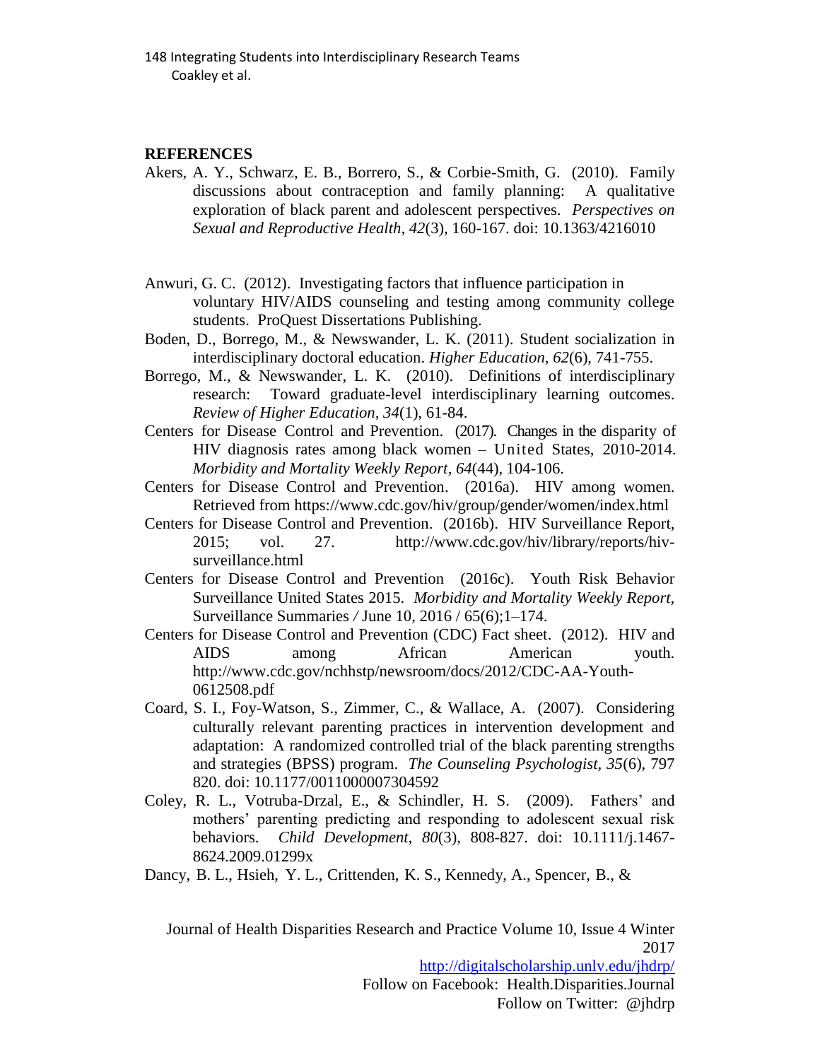## REFERENCES

Akers, A. Y., Schwarz, E. B., Borrero, S., & Corbie-Smith, G. (2010). Family discussions about contraception and family planning: A qualitative exploration of black parent and adolescent perspectives. *Perspectives on Sexual and Reproductive Health, 42*(3), 160-167. doi: 10.1363/4216010

Anwuri, G. C. (2012). Investigating factors that influence participation in voluntary HIV/AIDS counseling and testing among community college students. ProQuest Dissertations Publishing.

Boden, D., Borrego, M., & Newswander, L. K. (2011). Student socialization in interdisciplinary doctoral education. *Higher Education, 62*(6), 741-755.

Borrego, M., & Newswander, L. K. (2010). Definitions of interdisciplinary research: Toward graduate-level interdisciplinary learning outcomes. *Review of Higher Education, 34*(1), 61-84.

Centers for Disease Control and Prevention. (2017). Changes in the disparity of HIV diagnosis rates among black women – United States, 2010-2014. *Morbidity and Mortality Weekly Report, 64*(44), 104-106.

Centers for Disease Control and Prevention. (2016a). HIV among women. Retrieved from https://www.cdc.gov/hiv/group/gender/women/index.html

Centers for Disease Control and Prevention. (2016b). HIV Surveillance Report, 2015; vol. 27. http://www.cdc.gov/hiv/library/reports/hiv-surveillance.html

Centers for Disease Control and Prevention (2016c). Youth Risk Behavior Surveillance United States 2015. *Morbidity and Mortality Weekly Report,* Surveillance Summaries / June 10, 2016 / 65(6);1–174.

Centers for Disease Control and Prevention (CDC) Fact sheet. (2012). HIV and AIDS among African American youth. http://www.cdc.gov/nchhstp/newsroom/docs/2012/CDC-AA-Youth-0612508.pdf

Coard, S. I., Foy-Watson, S., Zimmer, C., & Wallace, A. (2007). Considering culturally relevant parenting practices in intervention development and adaptation: A randomized controlled trial of the black parenting strengths and strategies (BPSS) program. *The Counseling Psychologist, 35*(6), 797 820. doi: 10.1177/0011000007304592

Coley, R. L., Votruba-Drzal, E., & Schindler, H. S. (2009). Fathers' and mothers' parenting predicting and responding to adolescent sexual risk behaviors. *Child Development, 80*(3), 808-827. doi: 10.1111/j.1467-8624.2009.01299x

Dancy, B. L., Hsieh, Y. L., Crittenden, K. S., Kennedy, A., Spencer, B., &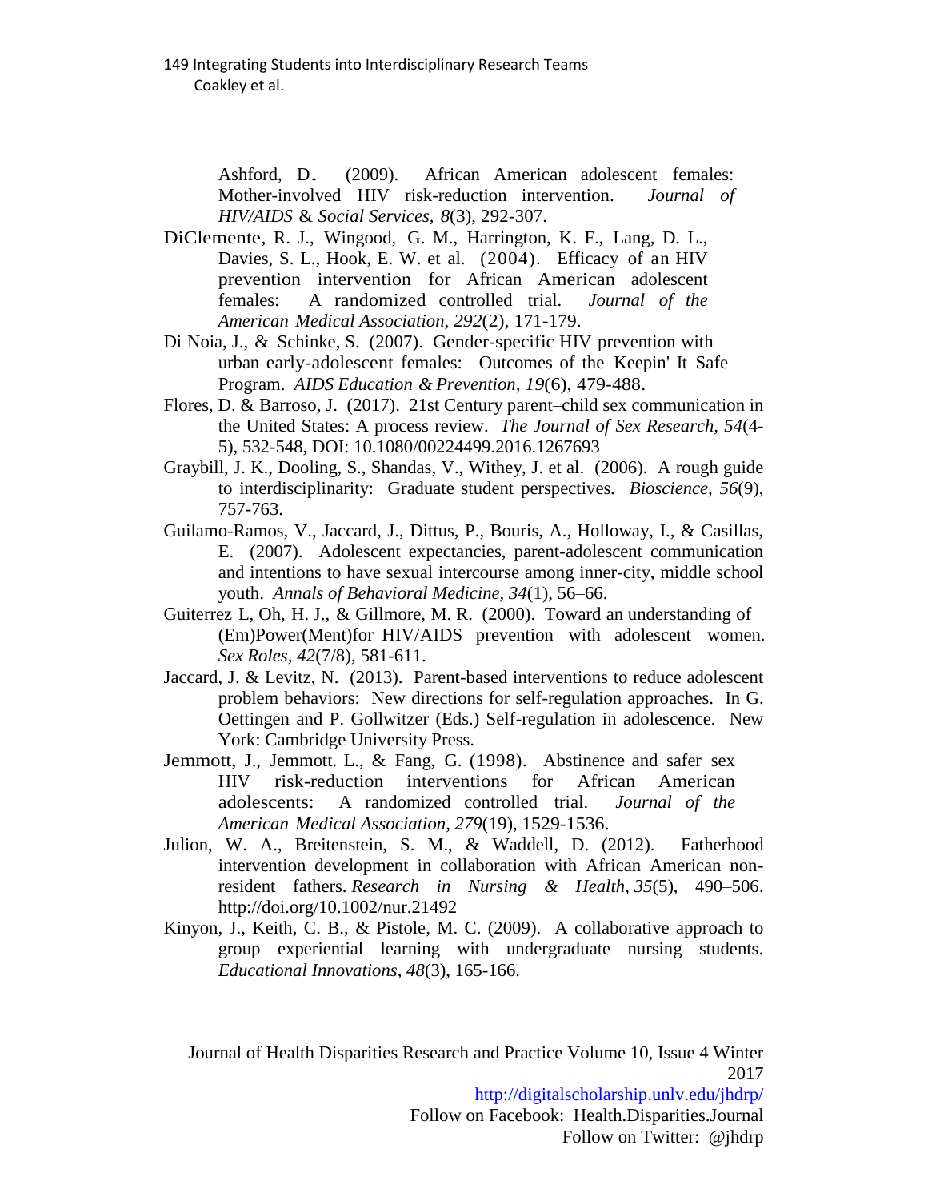Ashford, D. (2009). African American adolescent females: Mother-involved HIV risk-reduction intervention. *Journal of HIV/AIDS & Social Services*, *8*(3), 292-307.

DiClemente, R. J., Wingood, G. M., Harrington, K. F., Lang, D. L., Davies, S. L., Hook, E. W. et al. (2004). Efficacy of an HIV prevention intervention for African American adolescent females: A randomized controlled trial. *Journal of the American Medical Association*, *292*(2), 171-179.

Di Noia, J., & Schinke, S. (2007). Gender-specific HIV prevention with urban early-adolescent females: Outcomes of the Keepin' It Safe Program. *AIDS Education & Prevention*, *19*(6), 479-488.

Flores, D. & Barroso, J. (2017). 21st Century parent–child sex communication in the United States: A process review. *The Journal of Sex Research*, *54*(4-5), 532-548, DOI: 10.1080/00224499.2016.1267693

Graybill, J. K., Dooling, S., Shandas, V., Withey, J. et al. (2006). A rough guide to interdisciplinarity: Graduate student perspectives. *Bioscience, 56*(9), 757-763.

Guilamo-Ramos, V., Jaccard, J., Dittus, P., Bouris, A., Holloway, I., & Casillas, E. (2007). Adolescent expectancies, parent-adolescent communication and intentions to have sexual intercourse among inner-city, middle school youth. *Annals of Behavioral Medicine, 34*(1), 56–66.

Guiterrez L, Oh, H. J., & Gillmore, M. R. (2000). Toward an understanding of (Em)Power(Ment)for HIV/AIDS prevention with adolescent women. *Sex Roles*, *42*(7/8), 581-611.

Jaccard, J. & Levitz, N. (2013). Parent-based interventions to reduce adolescent problem behaviors: New directions for self-regulation approaches. In G. Oettingen and P. Gollwitzer (Eds.) Self-regulation in adolescence. New York: Cambridge University Press.

Jemmott, J., Jemmott. L., & Fang, G. (1998). Abstinence and safer sex HIV risk-reduction interventions for African American adolescents: A randomized controlled trial. *Journal of the American Medical Association*, *279*(19), 1529-1536.

Julion, W. A., Breitenstein, S. M., & Waddell, D. (2012). Fatherhood intervention development in collaboration with African American non-resident fathers. *Research in Nursing & Health*, *35*(5), 490–506. http://doi.org/10.1002/nur.21492

Kinyon, J., Keith, C. B., & Pistole, M. C. (2009). A collaborative approach to group experiential learning with undergraduate nursing students. *Educational Innovations*, *48*(3), 165-166.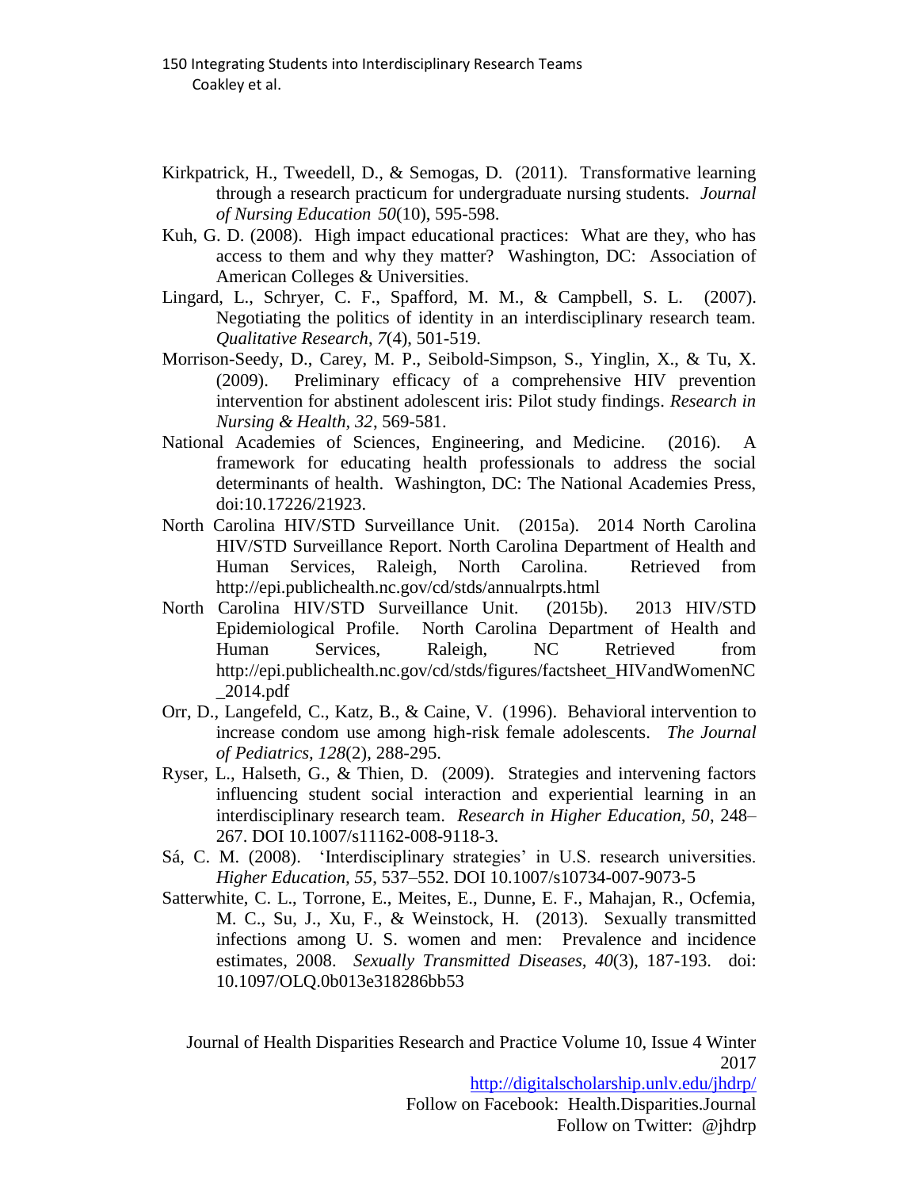Kirkpatrick, H., Tweedell, D., & Semogas, D. (2011). Transformative learning through a research practicum for undergraduate nursing students. *Journal of Nursing Education 50*(10), 595-598.

Kuh, G. D. (2008). High impact educational practices: What are they, who has access to them and why they matter? Washington, DC: Association of American Colleges & Universities.

Lingard, L., Schryer, C. F., Spafford, M. M., & Campbell, S. L. (2007). Negotiating the politics of identity in an interdisciplinary research team. *Qualitative Research, 7*(4), 501-519.

Morrison-Seedy, D., Carey, M. P., Seibold-Simpson, S., Yinglin, X., & Tu, X. (2009). Preliminary efficacy of a comprehensive HIV prevention intervention for abstinent adolescent iris: Pilot study findings. *Research in Nursing & Health, 32*, 569-581.

National Academies of Sciences, Engineering, and Medicine. (2016). A framework for educating health professionals to address the social determinants of health. Washington, DC: The National Academies Press, doi:10.17226/21923.

North Carolina HIV/STD Surveillance Unit. (2015a). 2014 North Carolina HIV/STD Surveillance Report. North Carolina Department of Health and Human Services, Raleigh, North Carolina. Retrieved from http://epi.publichealth.nc.gov/cd/stds/annualrpts.html

North Carolina HIV/STD Surveillance Unit. (2015b). 2013 HIV/STD Epidemiological Profile. North Carolina Department of Health and Human Services, Raleigh, NC Retrieved from http://epi.publichealth.nc.gov/cd/stds/figures/factsheet_HIVandWomenNC_2014.pdf

Orr, D., Langefeld, C., Katz, B., & Caine, V. (1996). Behavioral intervention to increase condom use among high-risk female adolescents. *The Journal of Pediatrics, 128*(2), 288-295.

Ryser, L., Halseth, G., & Thien, D. (2009). Strategies and intervening factors influencing student social interaction and experiential learning in an interdisciplinary research team. *Research in Higher Education, 50*, 248–267. DOI 10.1007/s11162-008-9118-3.

Sá, C. M. (2008). 'Interdisciplinary strategies' in U.S. research universities. *Higher Education, 55*, 537–552. DOI 10.1007/s10734-007-9073-5

Satterwhite, C. L., Torrone, E., Meites, E., Dunne, E. F., Mahajan, R., Ocfemia, M. C., Su, J., Xu, F., & Weinstock, H. (2013). Sexually transmitted infections among U. S. women and men: Prevalence and incidence estimates, 2008. *Sexually Transmitted Diseases, 40*(3), 187-193. doi: 10.1097/OLQ.0b013e318286bb53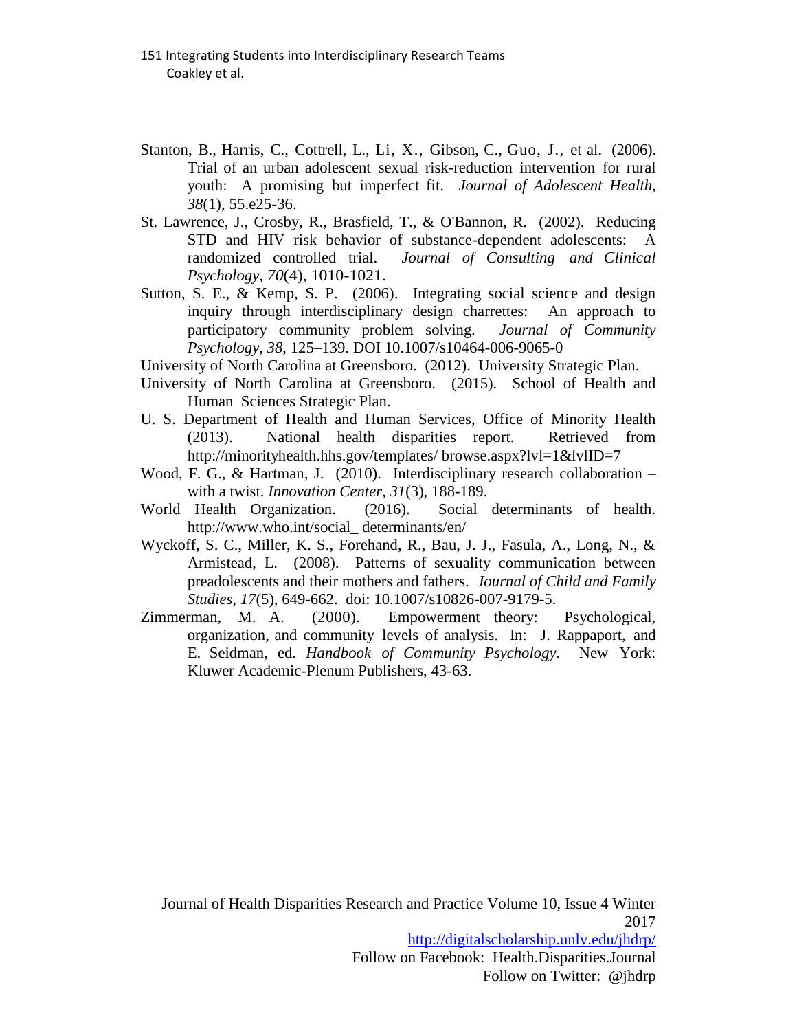Stanton, B., Harris, C., Cottrell, L., Li, X., Gibson, C., Guo, J., et al. (2006). Trial of an urban adolescent sexual risk-reduction intervention for rural youth: A promising but imperfect fit. *Journal of Adolescent Health, 38*(1), 55.e25-36.

St. Lawrence, J., Crosby, R., Brasfield, T., & O'Bannon, R. (2002). Reducing STD and HIV risk behavior of substance-dependent adolescents: A randomized controlled trial. *Journal of Consulting and Clinical Psychology, 70*(4), 1010-1021.

Sutton, S. E., & Kemp, S. P. (2006). Integrating social science and design inquiry through interdisciplinary design charrettes: An approach to participatory community problem solving. *Journal of Community Psychology*, *38*, 125–139. DOI 10.1007/s10464-006-9065-0

University of North Carolina at Greensboro. (2012). University Strategic Plan.

University of North Carolina at Greensboro. (2015). School of Health and Human Sciences Strategic Plan.

U. S. Department of Health and Human Services, Office of Minority Health (2013). National health disparities report. Retrieved from http://minorityhealth.hhs.gov/templates/ browse.aspx?lvl=1&lvlID=7

Wood, F. G., & Hartman, J. (2010). Interdisciplinary research collaboration – with a twist. *Innovation Center*, *31*(3), 188-189.

World Health Organization. (2016). Social determinants of health. http://www.who.int/social_ determinants/en/

Wyckoff, S. C., Miller, K. S., Forehand, R., Bau, J. J., Fasula, A., Long, N., & Armistead, L. (2008). Patterns of sexuality communication between preadolescents and their mothers and fathers. *Journal of Child and Family Studies*, *17*(5), 649-662. doi: 10.1007/s10826-007-9179-5.

Zimmerman, M. A. (2000). Empowerment theory: Psychological, organization, and community levels of analysis. In: J. Rappaport, and E. Seidman, ed. *Handbook of Community Psychology.* New York: Kluwer Academic-Plenum Publishers, 43-63.